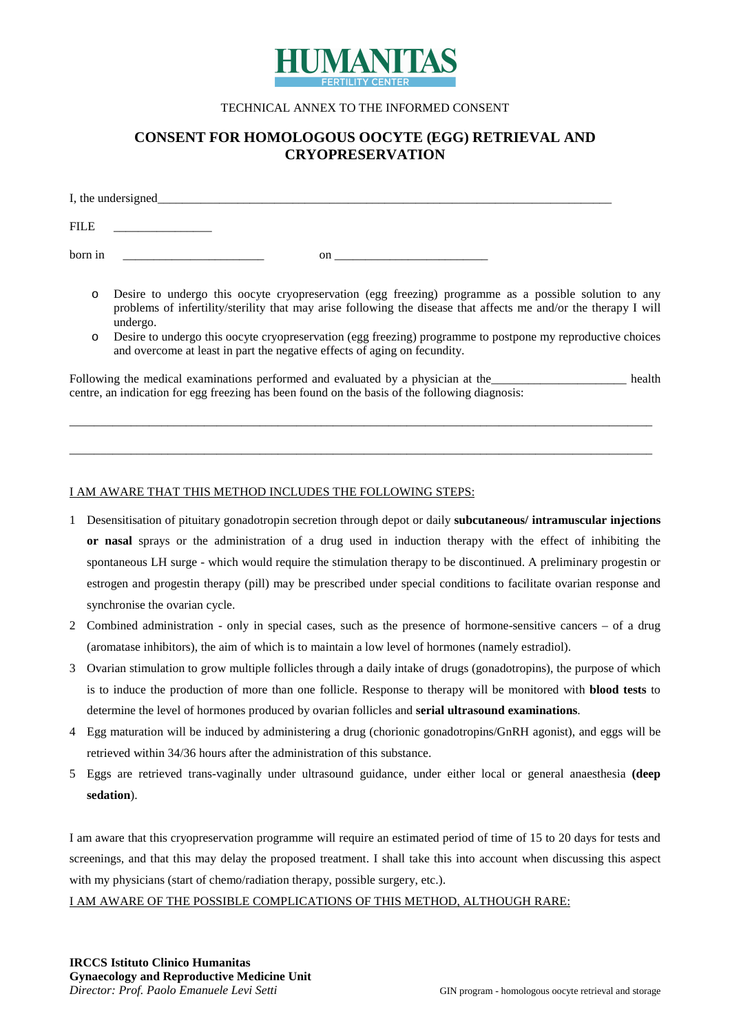HUMANITAS
FERTILITY CENTER

TECHNICAL ANNEX TO THE INFORMED CONSENT

# CONSENT FOR HOMOLOGOUS OOCYTE (EGG) RETRIEVAL AND CRYOPRESERVATION

I, the undersigned_______________________________________________________________________________

FILE ________________

born in _______________________ on _________________________

- Desire to undergo this oocyte cryopreservation (egg freezing) programme as a possible solution to any problems of infertility/sterility that may arise following the disease that affects me and/or the therapy I will undergo.
- Desire to undergo this oocyte cryopreservation (egg freezing) programme to postpone my reproductive choices and overcome at least in part the negative effects of aging on fecundity.

Following the medical examinations performed and evaluated by a physician at the______________________ health centre, an indication for egg freezing has been found on the basis of the following diagnosis:

_______________________________________________________________________________________________

_______________________________________________________________________________________________

I AM AWARE THAT THIS METHOD INCLUDES THE FOLLOWING STEPS:

1. Desensitisation of pituitary gonadotropin secretion through depot or daily **subcutaneous/ intramuscular injections or nasal** sprays or the administration of a drug used in induction therapy with the effect of inhibiting the spontaneous LH surge - which would require the stimulation therapy to be discontinued. A preliminary progestin or estrogen and progestin therapy (pill) may be prescribed under special conditions to facilitate ovarian response and synchronise the ovarian cycle.
2. Combined administration - only in special cases, such as the presence of hormone-sensitive cancers – of a drug (aromatase inhibitors), the aim of which is to maintain a low level of hormones (namely estradiol).
3. Ovarian stimulation to grow multiple follicles through a daily intake of drugs (gonadotropins), the purpose of which is to induce the production of more than one follicle. Response to therapy will be monitored with **blood tests** to determine the level of hormones produced by ovarian follicles and **serial ultrasound examinations**.
4. Egg maturation will be induced by administering a drug (chorionic gonadotropins/GnRH agonist), and eggs will be retrieved within 34/36 hours after the administration of this substance.
5. Eggs are retrieved trans-vaginally under ultrasound guidance, under either local or general anaesthesia **(deep sedation**).

I am aware that this cryopreservation programme will require an estimated period of time of 15 to 20 days for tests and screenings, and that this may delay the proposed treatment. I shall take this into account when discussing this aspect with my physicians (start of chemo/radiation therapy, possible surgery, etc.).

I AM AWARE OF THE POSSIBLE COMPLICATIONS OF THIS METHOD, ALTHOUGH RARE:

**IRCCS Istituto Clinico Humanitas**
**Gynaecology and Reproductive Medicine Unit**
*Director: Prof. Paolo Emanuele Levi Setti*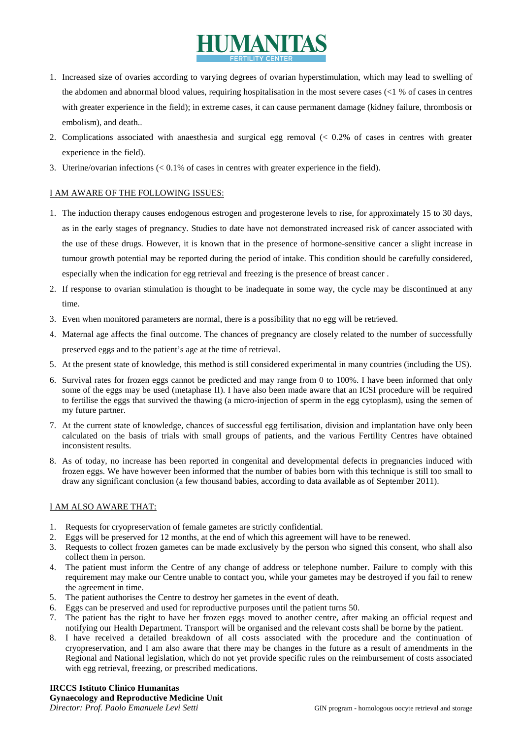1. Increased size of ovaries according to varying degrees of ovarian hyperstimulation, which may lead to swelling of the abdomen and abnormal blood values, requiring hospitalisation in the most severe cases (<1 % of cases in centres with greater experience in the field); in extreme cases, it can cause permanent damage (kidney failure, thrombosis or embolism), and death..
2. Complications associated with anaesthesia and surgical egg removal (< 0.2% of cases in centres with greater experience in the field).
3. Uterine/ovarian infections (< 0.1% of cases in centres with greater experience in the field).

<u>I AM AWARE OF THE FOLLOWING ISSUES:</u>

1. The induction therapy causes endogenous estrogen and progesterone levels to rise, for approximately 15 to 30 days, as in the early stages of pregnancy. Studies to date have not demonstrated increased risk of cancer associated with the use of these drugs. However, it is known that in the presence of hormone-sensitive cancer a slight increase in tumour growth potential may be reported during the period of intake. This condition should be carefully considered, especially when the indication for egg retrieval and freezing is the presence of breast cancer .
2. If response to ovarian stimulation is thought to be inadequate in some way, the cycle may be discontinued at any time.
3. Even when monitored parameters are normal, there is a possibility that no egg will be retrieved.
4. Maternal age affects the final outcome. The chances of pregnancy are closely related to the number of successfully preserved eggs and to the patient's age at the time of retrieval.
5. At the present state of knowledge, this method is still considered experimental in many countries (including the US).
6. Survival rates for frozen eggs cannot be predicted and may range from 0 to 100%. I have been informed that only some of the eggs may be used (metaphase II). I have also been made aware that an ICSI procedure will be required to fertilise the eggs that survived the thawing (a micro-injection of sperm in the egg cytoplasm), using the semen of my future partner.
7. At the current state of knowledge, chances of successful egg fertilisation, division and implantation have only been calculated on the basis of trials with small groups of patients, and the various Fertility Centres have obtained inconsistent results.
8. As of today, no increase has been reported in congenital and developmental defects in pregnancies induced with frozen eggs. We have however been informed that the number of babies born with this technique is still too small to draw any significant conclusion (a few thousand babies, according to data available as of September 2011).

<u>I AM ALSO AWARE THAT:</u>

1. Requests for cryopreservation of female gametes are strictly confidential.
2. Eggs will be preserved for 12 months, at the end of which this agreement will have to be renewed.
3. Requests to collect frozen gametes can be made exclusively by the person who signed this consent, who shall also collect them in person.
4. The patient must inform the Centre of any change of address or telephone number. Failure to comply with this requirement may make our Centre unable to contact you, while your gametes may be destroyed if you fail to renew the agreement in time.
5. The patient authorises the Centre to destroy her gametes in the event of death.
6. Eggs can be preserved and used for reproductive purposes until the patient turns 50.
7. The patient has the right to have her frozen eggs moved to another centre, after making an official request and notifying our Health Department. Transport will be organised and the relevant costs shall be borne by the patient.
8. I have received a detailed breakdown of all costs associated with the procedure and the continuation of cryopreservation, and I am also aware that there may be changes in the future as a result of amendments in the Regional and National legislation, which do not yet provide specific rules on the reimbursement of costs associated with egg retrieval, freezing, or prescribed medications.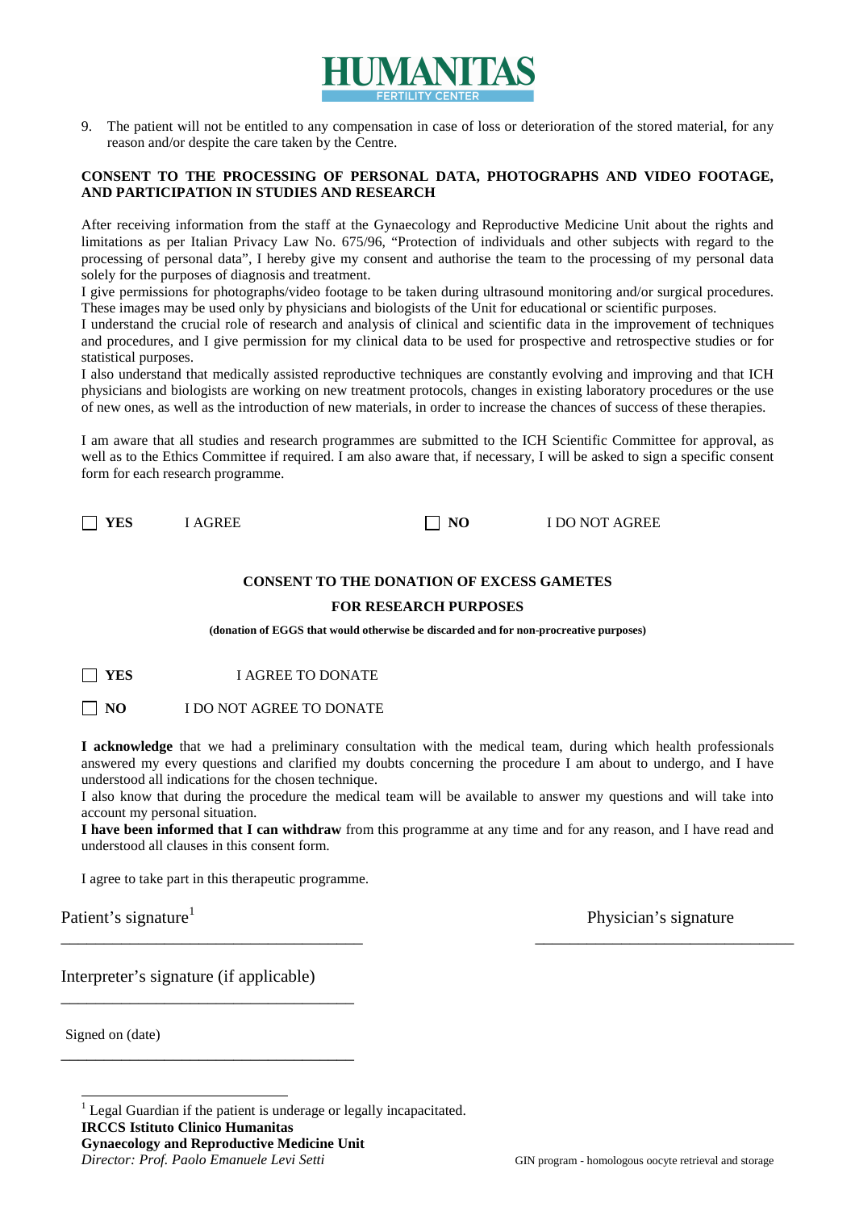9. The patient will not be entitled to any compensation in case of loss or deterioration of the stored material, for any reason and/or despite the care taken by the Centre.

**CONSENT TO THE PROCESSING OF PERSONAL DATA, PHOTOGRAPHS AND VIDEO FOOTAGE, AND PARTICIPATION IN STUDIES AND RESEARCH**

After receiving information from the staff at the Gynaecology and Reproductive Medicine Unit about the rights and limitations as per Italian Privacy Law No. 675/96, "Protection of individuals and other subjects with regard to the processing of personal data", I hereby give my consent and authorise the team to the processing of my personal data solely for the purposes of diagnosis and treatment.
I give permissions for photographs/video footage to be taken during ultrasound monitoring and/or surgical procedures. These images may be used only by physicians and biologists of the Unit for educational or scientific purposes.
I understand the crucial role of research and analysis of clinical and scientific data in the improvement of techniques and procedures, and I give permission for my clinical data to be used for prospective and retrospective studies or for statistical purposes.
I also understand that medically assisted reproductive techniques are constantly evolving and improving and that ICH physicians and biologists are working on new treatment protocols, changes in existing laboratory procedures or the use of new ones, as well as the introduction of new materials, in order to increase the chances of success of these therapies.

I am aware that all studies and research programmes are submitted to the ICH Scientific Committee for approval, as well as to the Ethics Committee if required. I am also aware that, if necessary, I will be asked to sign a specific consent form for each research programme.

☐ **YES** I AGREE ☐ **NO** I DO NOT AGREE

**CONSENT TO THE DONATION OF EXCESS GAMETES**

**FOR RESEARCH PURPOSES**

**(donation of EGGS that would otherwise be discarded and for non-procreative purposes)**

☐ **YES** I AGREE TO DONATE

☐ **NO** I DO NOT AGREE TO DONATE

**I acknowledge** that we had a preliminary consultation with the medical team, during which health professionals answered my every questions and clarified my doubts concerning the procedure I am about to undergo, and I have understood all indications for the chosen technique.
I also know that during the procedure the medical team will be available to answer my questions and will take into account my personal situation.
**I have been informed that I can withdraw** from this programme at any time and for any reason, and I have read and understood all clauses in this consent form.

I agree to take part in this therapeutic programme.

Patient's signature[1] \_\_\_\_\_\_\_\_\_\_\_\_\_\_\_\_\_\_\_\_\_\_\_\_\_\_\_\_\_\_\_\_\_\_\_\_

Physician's signature \_\_\_\_\_\_\_\_\_\_\_\_\_\_\_\_\_\_\_\_\_\_\_\_\_\_\_\_\_\_\_\_\_\_\_\_

Interpreter's signature (if applicable) \_\_\_\_\_\_\_\_\_\_\_\_\_\_\_\_\_\_\_\_\_\_\_\_\_\_\_\_\_\_\_\_\_\_\_\_

Signed on (date) \_\_\_\_\_\_\_\_\_\_\_\_\_\_\_\_\_\_\_\_\_\_\_\_\_\_\_\_\_\_\_\_\_\_\_\_

[1] Legal Guardian if the patient is underage or legally incapacitated.